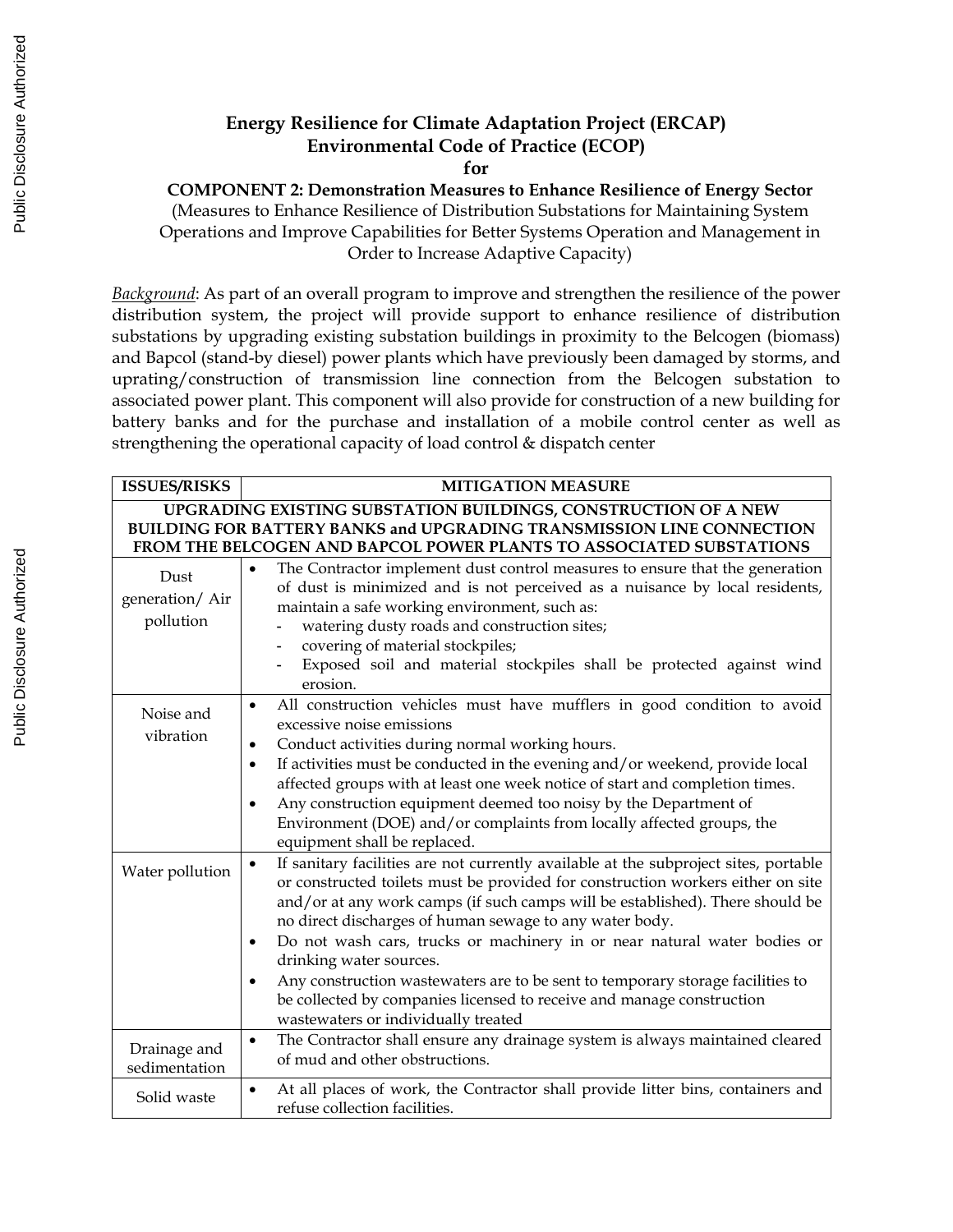# Energy Resilience for Climate Adaptation Project (ERCAP)
## Environmental Code of Practice (ECOP)
### for
### COMPONENT 2: Demonstration Measures to Enhance Resilience of Energy Sector

(Measures to Enhance Resilience of Distribution Substations for Maintaining System Operations and Improve Capabilities for Better Systems Operation and Management in Order to Increase Adaptive Capacity)

*Background*: As part of an overall program to improve and strengthen the resilience of the power distribution system, the project will provide support to enhance resilience of distribution substations by upgrading existing substation buildings in proximity to the Belcogen (biomass) and Bapcol (stand-by diesel) power plants which have previously been damaged by storms, and uprating/construction of transmission line connection from the Belcogen substation to associated power plant. This component will also provide for construction of a new building for battery banks and for the purchase and installation of a mobile control center as well as strengthening the operational capacity of load control & dispatch center

| ISSUES/RISKS | MITIGATION MEASURE |
|---|---|
| **UPGRADING EXISTING SUBSTATION BUILDINGS, CONSTRUCTION OF A NEW BUILDING FOR BATTERY BANKS and UPGRADING TRANSMISSION LINE CONNECTION FROM THE BELCOGEN AND BAPCOL POWER PLANTS TO ASSOCIATED SUBSTATIONS** | |
| Dust generation/ Air pollution | • The Contractor implement dust control measures to ensure that the generation of dust is minimized and is not perceived as a nuisance by local residents, maintain a safe working environment, such as:<br>- watering dusty roads and construction sites;<br>- covering of material stockpiles;<br>- Exposed soil and material stockpiles shall be protected against wind erosion. |
| Noise and vibration | • All construction vehicles must have mufflers in good condition to avoid excessive noise emissions<br>• Conduct activities during normal working hours.<br>• If activities must be conducted in the evening and/or weekend, provide local affected groups with at least one week notice of start and completion times.<br>• Any construction equipment deemed too noisy by the Department of Environment (DOE) and/or complaints from locally affected groups, the equipment shall be replaced. |
| Water pollution | • If sanitary facilities are not currently available at the subproject sites, portable or constructed toilets must be provided for construction workers either on site and/or at any work camps (if such camps will be established). There should be no direct discharges of human sewage to any water body.<br>• Do not wash cars, trucks or machinery in or near natural water bodies or drinking water sources.<br>• Any construction wastewaters are to be sent to temporary storage facilities to be collected by companies licensed to receive and manage construction wastewaters or individually treated |
| Drainage and sedimentation | • The Contractor shall ensure any drainage system is always maintained cleared of mud and other obstructions. |
| Solid waste | • At all places of work, the Contractor shall provide litter bins, containers and refuse collection facilities. |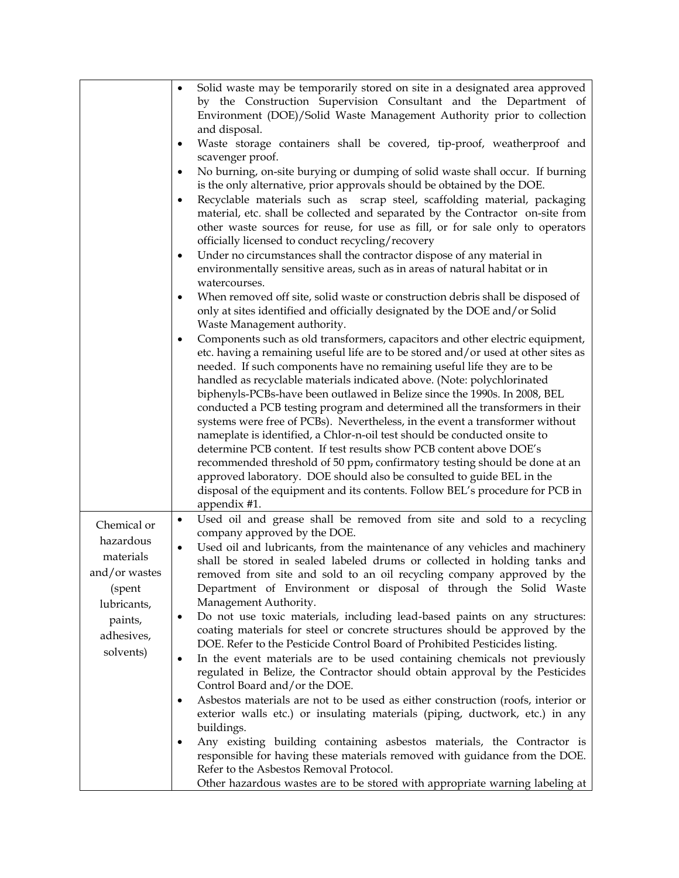| | |
|---|---|
| | • Solid waste may be temporarily stored on site in a designated area approved by the Construction Supervision Consultant and the Department of Environment (DOE)/Solid Waste Management Authority prior to collection and disposal.<br>• Waste storage containers shall be covered, tip-proof, weatherproof and scavenger proof.<br>• No burning, on-site burying or dumping of solid waste shall occur. If burning is the only alternative, prior approvals should be obtained by the DOE.<br>• Recyclable materials such as scrap steel, scaffolding material, packaging material, etc. shall be collected and separated by the Contractor on-site from other waste sources for reuse, for use as fill, or for sale only to operators officially licensed to conduct recycling/recovery<br>• Under no circumstances shall the contractor dispose of any material in environmentally sensitive areas, such as in areas of natural habitat or in watercourses.<br>• When removed off site, solid waste or construction debris shall be disposed of only at sites identified and officially designated by the DOE and/or Solid Waste Management authority.<br>• Components such as old transformers, capacitors and other electric equipment, etc. having a remaining useful life are to be stored and/or used at other sites as needed. If such components have no remaining useful life they are to be handled as recyclable materials indicated above. (Note: polychlorinated biphenyls-PCBs-have been outlawed in Belize since the 1990s. In 2008, BEL conducted a PCB testing program and determined all the transformers in their systems were free of PCBs). Nevertheless, in the event a transformer without nameplate is identified, a Chlor-n-oil test should be conducted onsite to determine PCB content. If test results show PCB content above DOE's recommended threshold of 50 ppm, confirmatory testing should be done at an approved laboratory. DOE should also be consulted to guide BEL in the disposal of the equipment and its contents. Follow BEL's procedure for PCB in appendix #1. |
| Chemical or hazardous materials and/or wastes (spent lubricants, paints, adhesives, solvents) | • Used oil and grease shall be removed from site and sold to a recycling company approved by the DOE.<br>• Used oil and lubricants, from the maintenance of any vehicles and machinery shall be stored in sealed labeled drums or collected in holding tanks and removed from site and sold to an oil recycling company approved by the Department of Environment or disposal of through the Solid Waste Management Authority.<br>• Do not use toxic materials, including lead-based paints on any structures: coating materials for steel or concrete structures should be approved by the DOE. Refer to the Pesticide Control Board of Prohibited Pesticides listing.<br>• In the event materials are to be used containing chemicals not previously regulated in Belize, the Contractor should obtain approval by the Pesticides Control Board and/or the DOE.<br>• Asbestos materials are not to be used as either construction (roofs, interior or exterior walls etc.) or insulating materials (piping, ductwork, etc.) in any buildings.<br>• Any existing building containing asbestos materials, the Contractor is responsible for having these materials removed with guidance from the DOE. Refer to the Asbestos Removal Protocol.<br>Other hazardous wastes are to be stored with appropriate warning labeling at |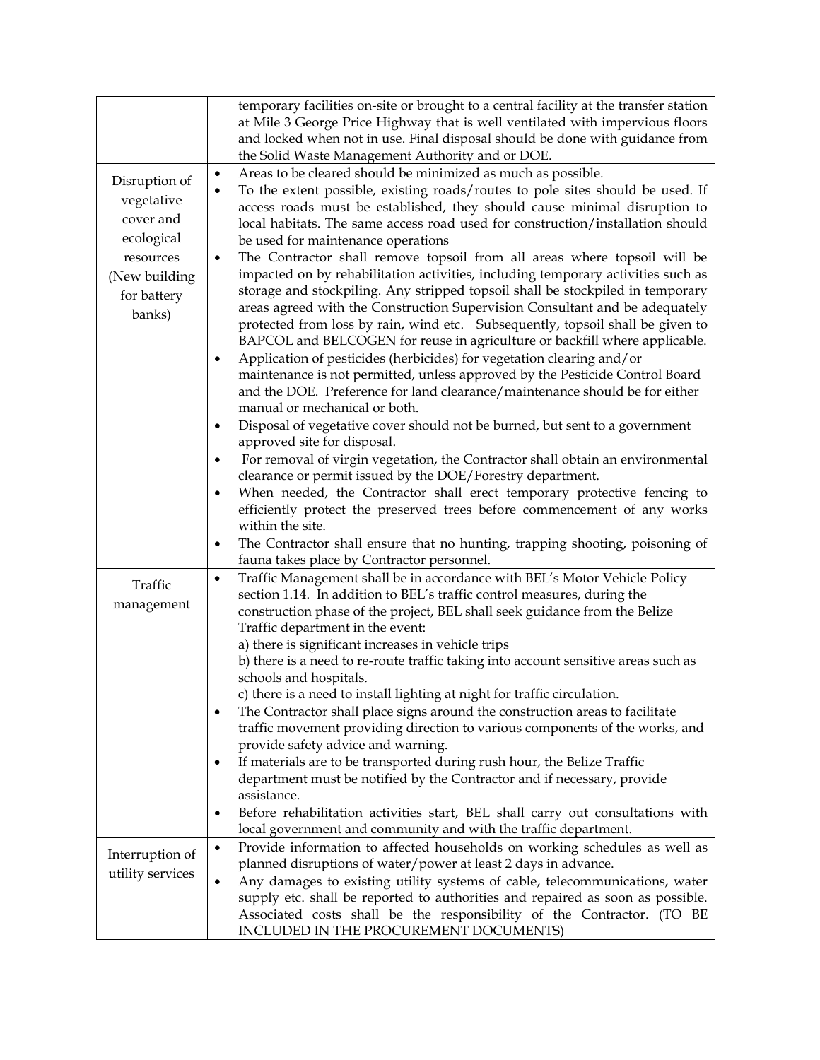| | |
|---|---|
| | temporary facilities on-site or brought to a central facility at the transfer station at Mile 3 George Price Highway that is well ventilated with impervious floors and locked when not in use. Final disposal should be done with guidance from the Solid Waste Management Authority and or DOE. |
| Disruption of vegetative cover and ecological resources (New building for battery banks) | • Areas to be cleared should be minimized as much as possible.<br>• To the extent possible, existing roads/routes to pole sites should be used. If access roads must be established, they should cause minimal disruption to local habitats. The same access road used for construction/installation should be used for maintenance operations<br>• The Contractor shall remove topsoil from all areas where topsoil will be impacted on by rehabilitation activities, including temporary activities such as storage and stockpiling. Any stripped topsoil shall be stockpiled in temporary areas agreed with the Construction Supervision Consultant and be adequately protected from loss by rain, wind etc. Subsequently, topsoil shall be given to BAPCOL and BELCOGEN for reuse in agriculture or backfill where applicable.<br>• Application of pesticides (herbicides) for vegetation clearing and/or maintenance is not permitted, unless approved by the Pesticide Control Board and the DOE. Preference for land clearance/maintenance should be for either manual or mechanical or both.<br>• Disposal of vegetative cover should not be burned, but sent to a government approved site for disposal.<br>• For removal of virgin vegetation, the Contractor shall obtain an environmental clearance or permit issued by the DOE/Forestry department.<br>• When needed, the Contractor shall erect temporary protective fencing to efficiently protect the preserved trees before commencement of any works within the site.<br>• The Contractor shall ensure that no hunting, trapping shooting, poisoning of fauna takes place by Contractor personnel. |
| Traffic management | • Traffic Management shall be in accordance with BEL's Motor Vehicle Policy section 1.14. In addition to BEL's traffic control measures, during the construction phase of the project, BEL shall seek guidance from the Belize Traffic department in the event:<br>a) there is significant increases in vehicle trips<br>b) there is a need to re-route traffic taking into account sensitive areas such as schools and hospitals.<br>c) there is a need to install lighting at night for traffic circulation.<br>• The Contractor shall place signs around the construction areas to facilitate traffic movement providing direction to various components of the works, and provide safety advice and warning.<br>• If materials are to be transported during rush hour, the Belize Traffic department must be notified by the Contractor and if necessary, provide assistance.<br>• Before rehabilitation activities start, BEL shall carry out consultations with local government and community and with the traffic department. |
| Interruption of utility services | • Provide information to affected households on working schedules as well as planned disruptions of water/power at least 2 days in advance.<br>• Any damages to existing utility systems of cable, telecommunications, water supply etc. shall be reported to authorities and repaired as soon as possible. Associated costs shall be the responsibility of the Contractor. (TO BE INCLUDED IN THE PROCUREMENT DOCUMENTS) |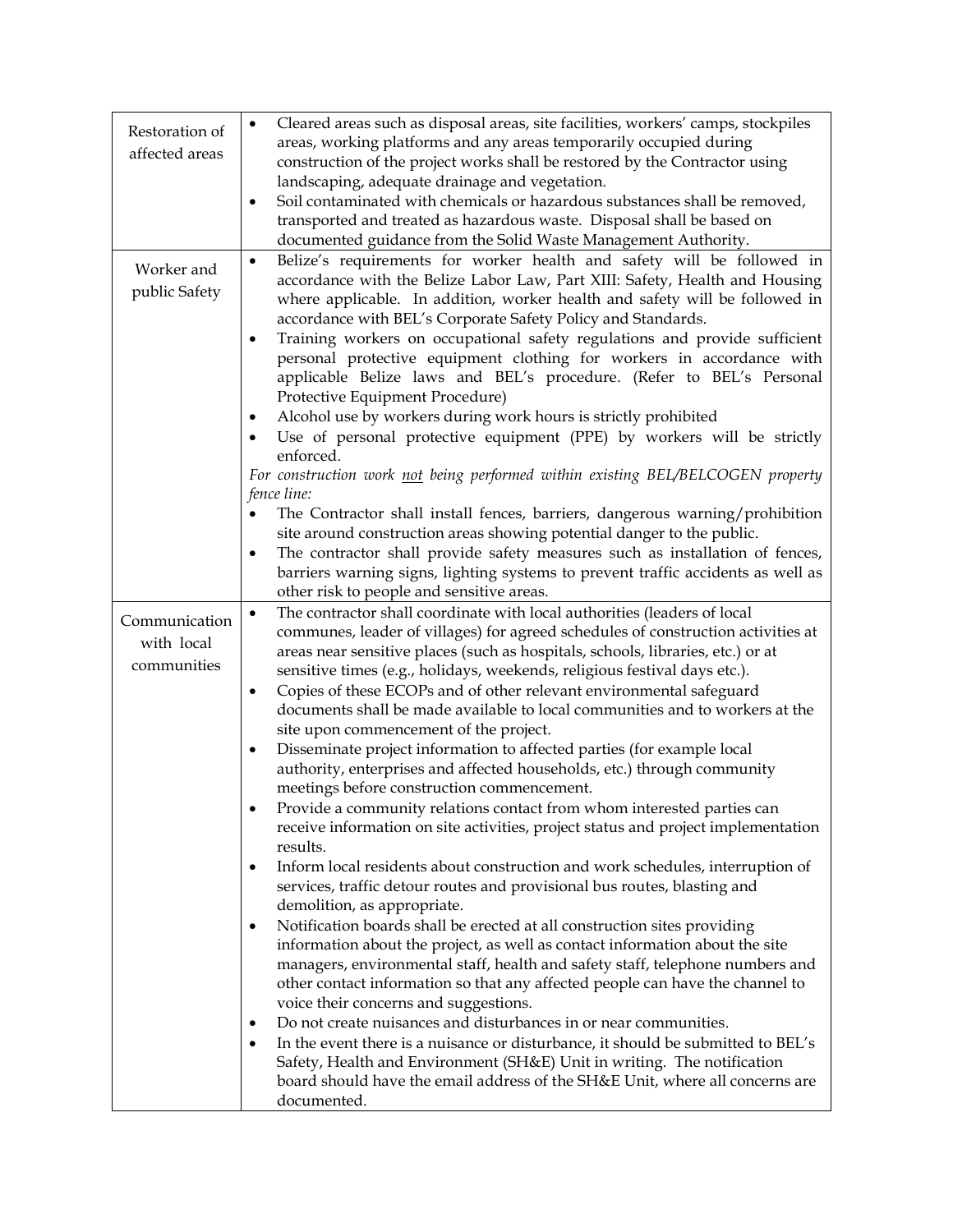| | |
|---|---|
| Restoration of affected areas | • Cleared areas such as disposal areas, site facilities, workers' camps, stockpiles areas, working platforms and any areas temporarily occupied during construction of the project works shall be restored by the Contractor using landscaping, adequate drainage and vegetation.<br>• Soil contaminated with chemicals or hazardous substances shall be removed, transported and treated as hazardous waste. Disposal shall be based on documented guidance from the Solid Waste Management Authority. |
| Worker and public Safety | • Belize's requirements for worker health and safety will be followed in accordance with the Belize Labor Law, Part XIII: Safety, Health and Housing where applicable. In addition, worker health and safety will be followed in accordance with BEL's Corporate Safety Policy and Standards.<br>• Training workers on occupational safety regulations and provide sufficient personal protective equipment clothing for workers in accordance with applicable Belize laws and BEL's procedure. (Refer to BEL's Personal Protective Equipment Procedure)<br>• Alcohol use by workers during work hours is strictly prohibited<br>• Use of personal protective equipment (PPE) by workers will be strictly enforced.<br>*For construction work <u>not</u> being performed within existing BEL/BELCOGEN property fence line:*<br>• The Contractor shall install fences, barriers, dangerous warning/prohibition site around construction areas showing potential danger to the public.<br>• The contractor shall provide safety measures such as installation of fences, barriers warning signs, lighting systems to prevent traffic accidents as well as other risk to people and sensitive areas. |
| Communication with local communities | • The contractor shall coordinate with local authorities (leaders of local communes, leader of villages) for agreed schedules of construction activities at areas near sensitive places (such as hospitals, schools, libraries, etc.) or at sensitive times (e.g., holidays, weekends, religious festival days etc.).<br>• Copies of these ECOPs and of other relevant environmental safeguard documents shall be made available to local communities and to workers at the site upon commencement of the project.<br>• Disseminate project information to affected parties (for example local authority, enterprises and affected households, etc.) through community meetings before construction commencement.<br>• Provide a community relations contact from whom interested parties can receive information on site activities, project status and project implementation results.<br>• Inform local residents about construction and work schedules, interruption of services, traffic detour routes and provisional bus routes, blasting and demolition, as appropriate.<br>• Notification boards shall be erected at all construction sites providing information about the project, as well as contact information about the site managers, environmental staff, health and safety staff, telephone numbers and other contact information so that any affected people can have the channel to voice their concerns and suggestions.<br>• Do not create nuisances and disturbances in or near communities.<br>• In the event there is a nuisance or disturbance, it should be submitted to BEL's Safety, Health and Environment (SH&E) Unit in writing. The notification board should have the email address of the SH&E Unit, where all concerns are documented. |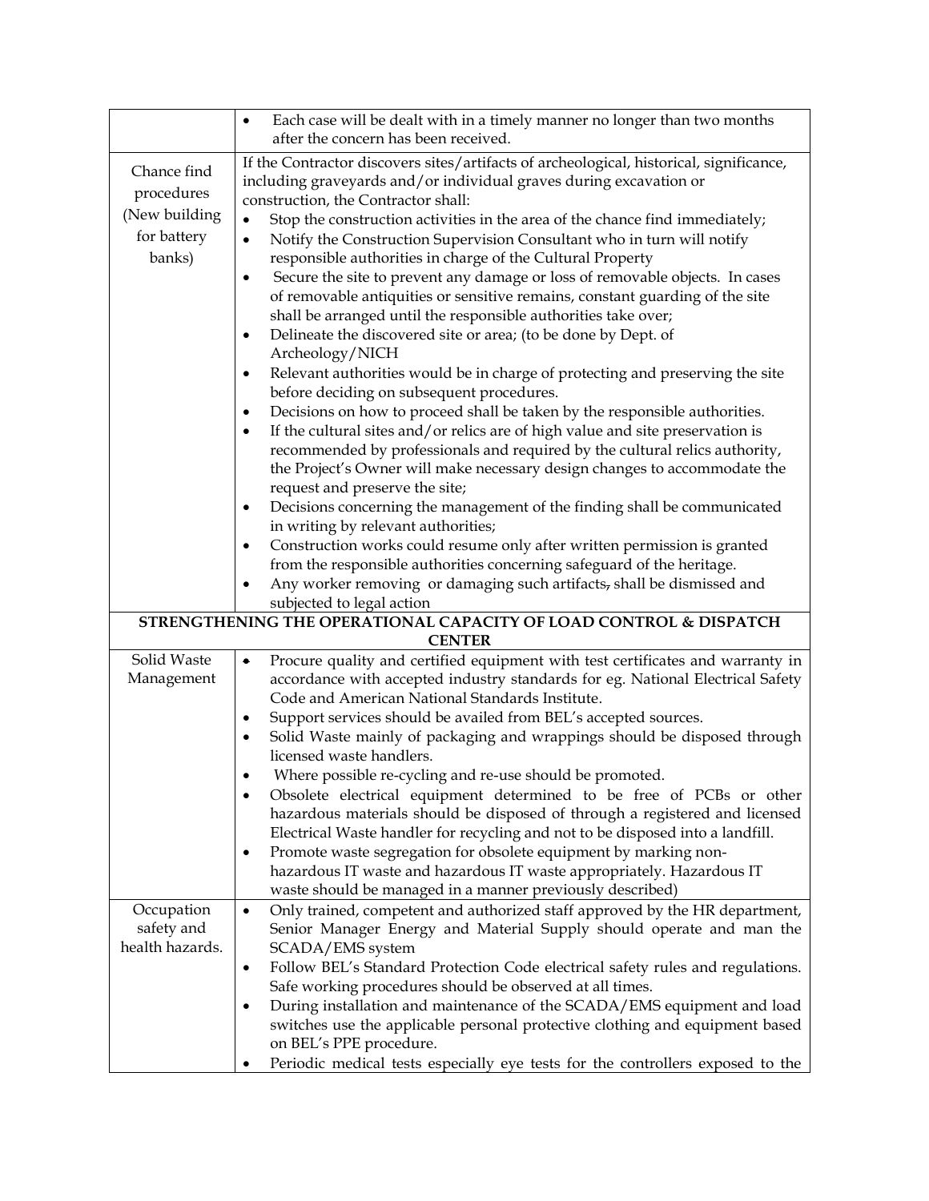| | |
|---|---|
| | • Each case will be dealt with in a timely manner no longer than two months after the concern has been received. |
| Chance find procedures (New building for battery banks) | If the Contractor discovers sites/artifacts of archeological, historical, significance, including graveyards and/or individual graves during excavation or construction, the Contractor shall:<br>• Stop the construction activities in the area of the chance find immediately;<br>• Notify the Construction Supervision Consultant who in turn will notify responsible authorities in charge of the Cultural Property<br>• Secure the site to prevent any damage or loss of removable objects. In cases of removable antiquities or sensitive remains, constant guarding of the site shall be arranged until the responsible authorities take over;<br>• Delineate the discovered site or area; (to be done by Dept. of Archeology/NICH<br>• Relevant authorities would be in charge of protecting and preserving the site before deciding on subsequent procedures.<br>• Decisions on how to proceed shall be taken by the responsible authorities.<br>• If the cultural sites and/or relics are of high value and site preservation is recommended by professionals and required by the cultural relics authority, the Project's Owner will make necessary design changes to accommodate the request and preserve the site;<br>• Decisions concerning the management of the finding shall be communicated in writing by relevant authorities;<br>• Construction works could resume only after written permission is granted from the responsible authorities concerning safeguard of the heritage.<br>• Any worker removing or damaging such artifacts, shall be dismissed and subjected to legal action |
| **STRENGTHENING THE OPERATIONAL CAPACITY OF LOAD CONTROL & DISPATCH CENTER** | |
| Solid Waste Management | • Procure quality and certified equipment with test certificates and warranty in accordance with accepted industry standards for eg. National Electrical Safety Code and American National Standards Institute.<br>• Support services should be availed from BEL's accepted sources.<br>• Solid Waste mainly of packaging and wrappings should be disposed through licensed waste handlers.<br>• Where possible re-cycling and re-use should be promoted.<br>• Obsolete electrical equipment determined to be free of PCBs or other hazardous materials should be disposed of through a registered and licensed Electrical Waste handler for recycling and not to be disposed into a landfill.<br>• Promote waste segregation for obsolete equipment by marking non-hazardous IT waste and hazardous IT waste appropriately. Hazardous IT waste should be managed in a manner previously described) |
| Occupation safety and health hazards. | • Only trained, competent and authorized staff approved by the HR department, Senior Manager Energy and Material Supply should operate and man the SCADA/EMS system<br>• Follow BEL's Standard Protection Code electrical safety rules and regulations. Safe working procedures should be observed at all times.<br>• During installation and maintenance of the SCADA/EMS equipment and load switches use the applicable personal protective clothing and equipment based on BEL's PPE procedure.<br>• Periodic medical tests especially eye tests for the controllers exposed to the |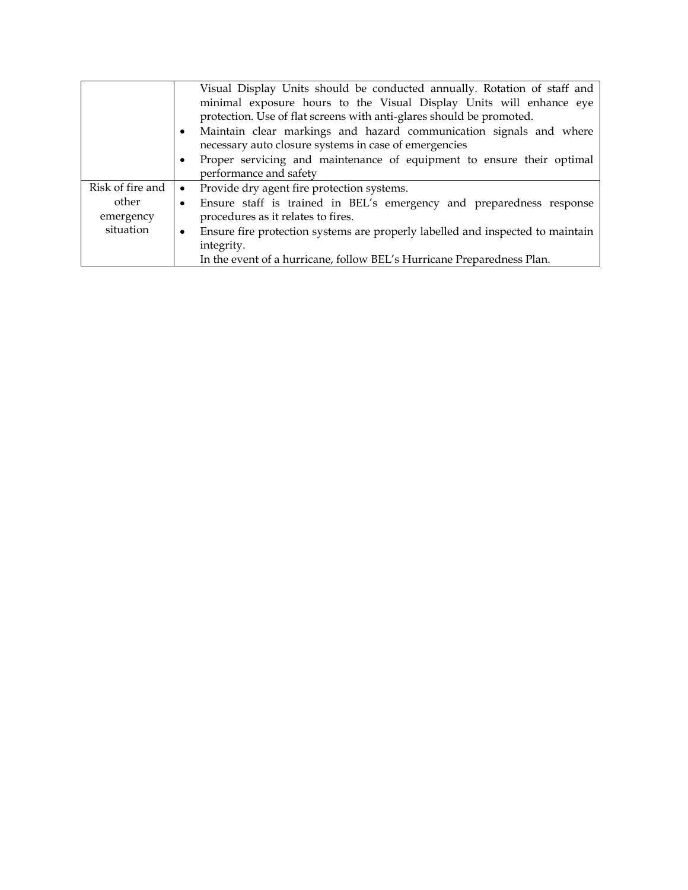| | |
|---|---|
| | Visual Display Units should be conducted annually. Rotation of staff and minimal exposure hours to the Visual Display Units will enhance eye protection. Use of flat screens with anti-glares should be promoted.<br>• Maintain clear markings and hazard communication signals and where necessary auto closure systems in case of emergencies<br>• Proper servicing and maintenance of equipment to ensure their optimal performance and safety |
| Risk of fire and other emergency situation | • Provide dry agent fire protection systems.<br>• Ensure staff is trained in BEL's emergency and preparedness response procedures as it relates to fires.<br>• Ensure fire protection systems are properly labelled and inspected to maintain integrity.<br>In the event of a hurricane, follow BEL's Hurricane Preparedness Plan. |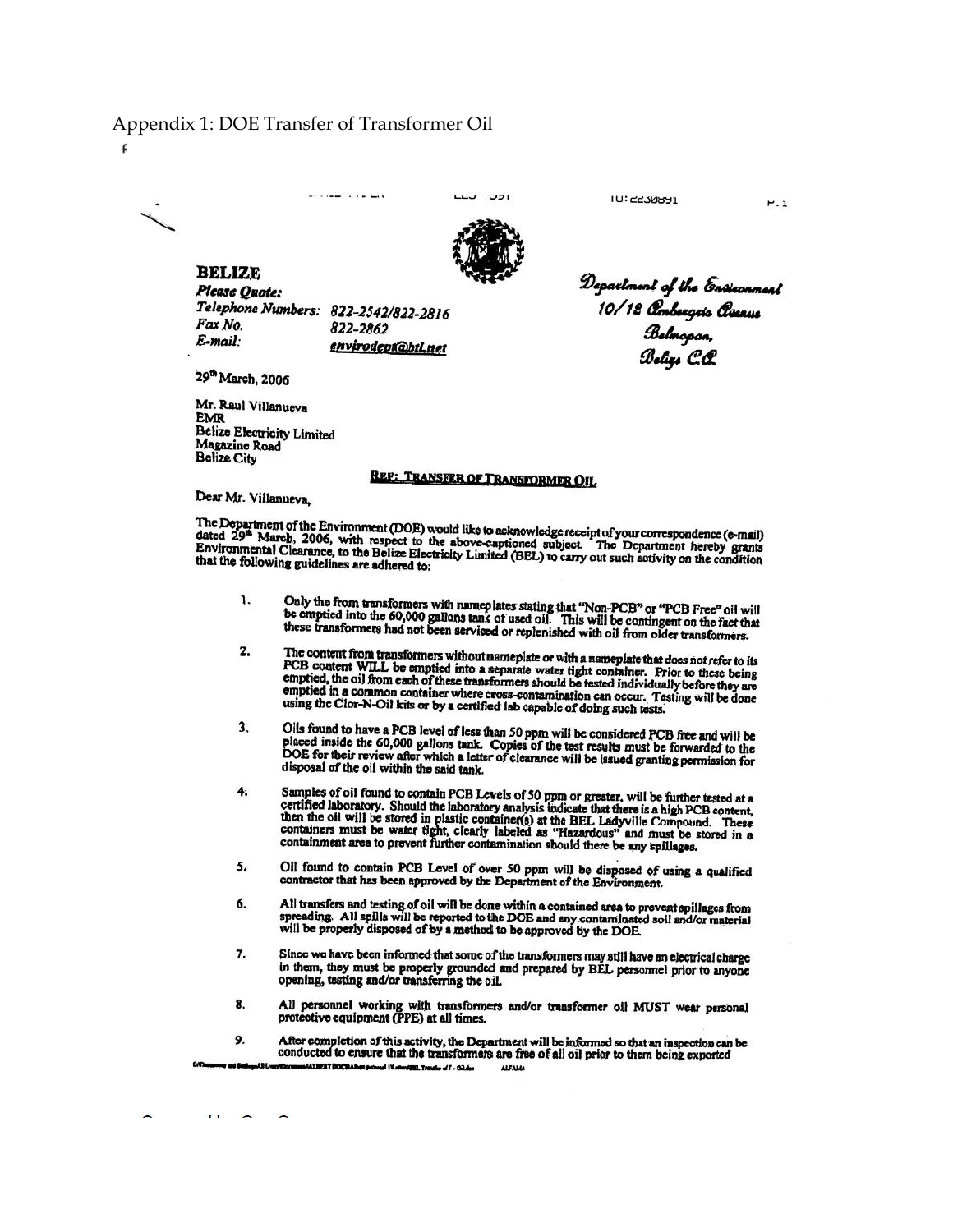Appendix 1: DOE Transfer of Transformer Oil

**BELIZE**

*Please Quote:*

Telephone Numbers: 822-2542/822-2816

Fax No. 822-2862

E-mail: envirodept@btl.net

*Department of the Environment*
*10/12 Ambergris Avenue*
*Belmopan,*
*Belize C.A.*

29th March, 2006

Mr. Raul Villanueva
EMR
Belize Electricity Limited
Magazine Road
Belize City

**REF: TRANSFER OF TRANSFORMER OIL**

Dear Mr. Villanueva,

The Department of the Environment (DOE) would like to acknowledge receipt of your correspondence (e-mail) dated 29th March, 2006, with respect to the above-captioned subject. The Department hereby grants Environmental Clearance, to the Belize Electricity Limited (BEL) to carry out such activity on the condition that the following guidelines are adhered to:

1. Only the from transformers with nameplates stating that "Non-PCB" or "PCB Free" oil will be emptied into the 60,000 gallons tank of used oil. This will be contingent on the fact that these transformers had not been serviced or replenished with oil from older transformers.

2. The content from transformers without nameplate or with a nameplate that does not refer to its PCB content WILL be emptied into a separate water tight container. Prior to these being emptied, the oil from each of these transformers should be tested individually before they are emptied in a common container where cross-contamination can occur. Testing will be done using the Clor-N-Oil kits or by a certified lab capable of doing such tests.

3. Oils found to have a PCB level of less than 50 ppm will be considered PCB free and will be placed inside the 60,000 gallons tank. Copies of the test results must be forwarded to the DOE for their review after which a letter of clearance will be issued granting permission for disposal of the oil within the said tank.

4. Samples of oil found to contain PCB Levels of 50 ppm or greater, will be further tested at a certified laboratory. Should the laboratory analysis indicate that there is a high PCB content, then the oil will be stored in plastic container(s) at the BEL Ladyville Compound. These containers must be water tight, clearly labeled as "Hazardous" and must be stored in a containment area to prevent further contamination should there be any spillages.

5. Oil found to contain PCB Level of over 50 ppm will be disposed of using a qualified contractor that has been approved by the Department of the Environment.

6. All transfers and testing of oil will be done within a contained area to prevent spillages from spreading. All spills will be reported to the DOE and any contaminated soil and/or material will be properly disposed of by a method to be approved by the DOE.

7. Since we have been informed that some of the transformers may still have an electrical charge in them, they must be properly grounded and prepared by BEL personnel prior to anyone opening, testing and/or transferring the oil.

8. All personnel working with transformers and/or transformer oil MUST wear personal protective equipment (PPE) at all times.

9. After completion of this activity, the Department will be informed so that an inspection can be conducted to ensure that the transformers are free of all oil prior to them being exported